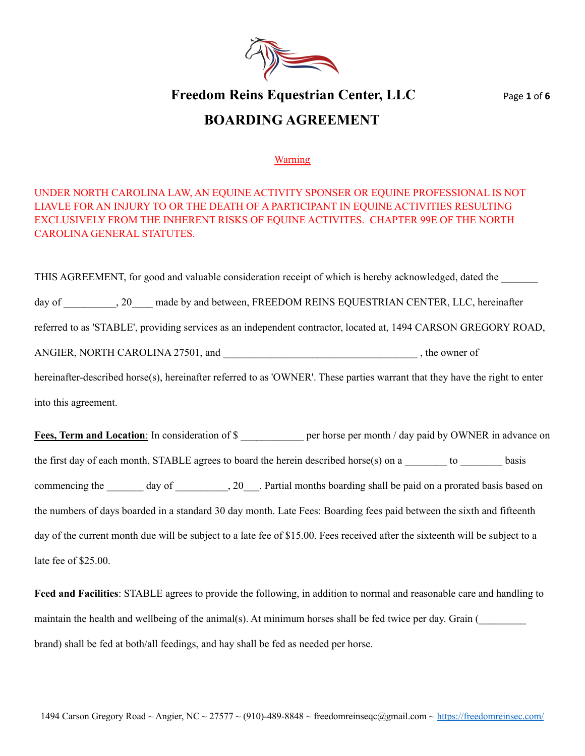# Freedom Reins Equestrian Center, LLC

## BOARDING AGREEMENT

Warning

UNDER NORTH CAROLINA LAW, AN EQUINE ACTIVITY SPONSER OR EQUINE PROFESSIONAL IS NOT LIAVLE FOR AN INJURY TO OR THE DEATH OF A PARTICIPANT IN EQUINE ACTIVITIES RESULTING EXCLUSIVELY FROM THE INHERENT RISKS OF EQUINE ACTIVITES. CHAPTER 99E OF THE NORTH CAROLINA GENERAL STATUTES.

THIS AGREEMENT, for good and valuable consideration receipt of which is hereby acknowledged, dated the _______ day of __________, 20____ made by and between, FREEDOM REINS EQUESTRIAN CENTER, LLC, hereinafter referred to as 'STABLE', providing services as an independent contractor, located at, 1494 CARSON GREGORY ROAD, ANGIER, NORTH CAROLINA 27501, and _____________________________________ , the owner of hereinafter-described horse(s), hereinafter referred to as 'OWNER'. These parties warrant that they have the right to enter into this agreement.

**Fees, Term and Location**: In consideration of $ ____________ per horse per month / day paid by OWNER in advance on the first day of each month, STABLE agrees to board the herein described horse(s) on a ________ to ________ basis commencing the _______ day of __________, 20___. Partial months boarding shall be paid on a prorated basis based on the numbers of days boarded in a standard 30 day month. Late Fees: Boarding fees paid between the sixth and fifteenth day of the current month due will be subject to a late fee of $15.00. Fees received after the sixteenth will be subject to a late fee of $25.00.

**Feed and Facilities**: STABLE agrees to provide the following, in addition to normal and reasonable care and handling to maintain the health and wellbeing of the animal(s). At minimum horses shall be fed twice per day. Grain (_________ brand) shall be fed at both/all feedings, and hay shall be fed as needed per horse.

1494 Carson Gregory Road ~ Angier, NC ~ 27577 ~ (910)-489-8848 ~ freedomreinseqc@gmail.com ~ https://freedomreinsec.com/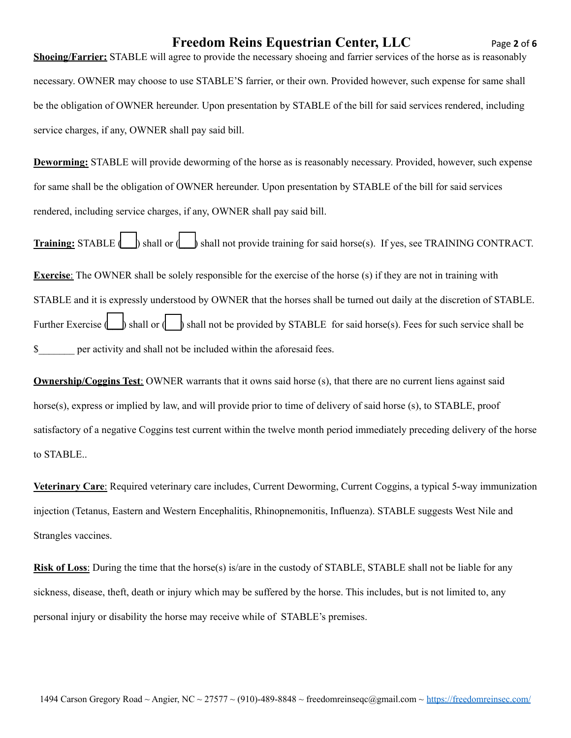**Shoeing/Farrier:** STABLE will agree to provide the necessary shoeing and farrier services of the horse as is reasonably necessary. OWNER may choose to use STABLE'S farrier, or their own. Provided however, such expense for same shall be the obligation of OWNER hereunder. Upon presentation by STABLE of the bill for said services rendered, including service charges, if any, OWNER shall pay said bill.

**Deworming:** STABLE will provide deworming of the horse as is reasonably necessary. Provided, however, such expense for same shall be the obligation of OWNER hereunder. Upon presentation by STABLE of the bill for said services rendered, including service charges, if any, OWNER shall pay said bill.

**Training:** STABLE (☐) shall or (☐) shall not provide training for said horse(s). If yes, see TRAINING CONTRACT.

**Exercise**: The OWNER shall be solely responsible for the exercise of the horse (s) if they are not in training with STABLE and it is expressly understood by OWNER that the horses shall be turned out daily at the discretion of STABLE. Further Exercise (☐) shall or (☐) shall not be provided by STABLE for said horse(s). Fees for such service shall be $_______ per activity and shall not be included within the aforesaid fees.

**Ownership/Coggins Test**: OWNER warrants that it owns said horse (s), that there are no current liens against said horse(s), express or implied by law, and will provide prior to time of delivery of said horse (s), to STABLE, proof satisfactory of a negative Coggins test current within the twelve month period immediately preceding delivery of the horse to STABLE..

**Veterinary Care**: Required veterinary care includes, Current Deworming, Current Coggins, a typical 5-way immunization injection (Tetanus, Eastern and Western Encephalitis, Rhinopnemonitis, Influenza). STABLE suggests West Nile and Strangles vaccines.

**Risk of Loss**: During the time that the horse(s) is/are in the custody of STABLE, STABLE shall not be liable for any sickness, disease, theft, death or injury which may be suffered by the horse. This includes, but is not limited to, any personal injury or disability the horse may receive while of STABLE's premises.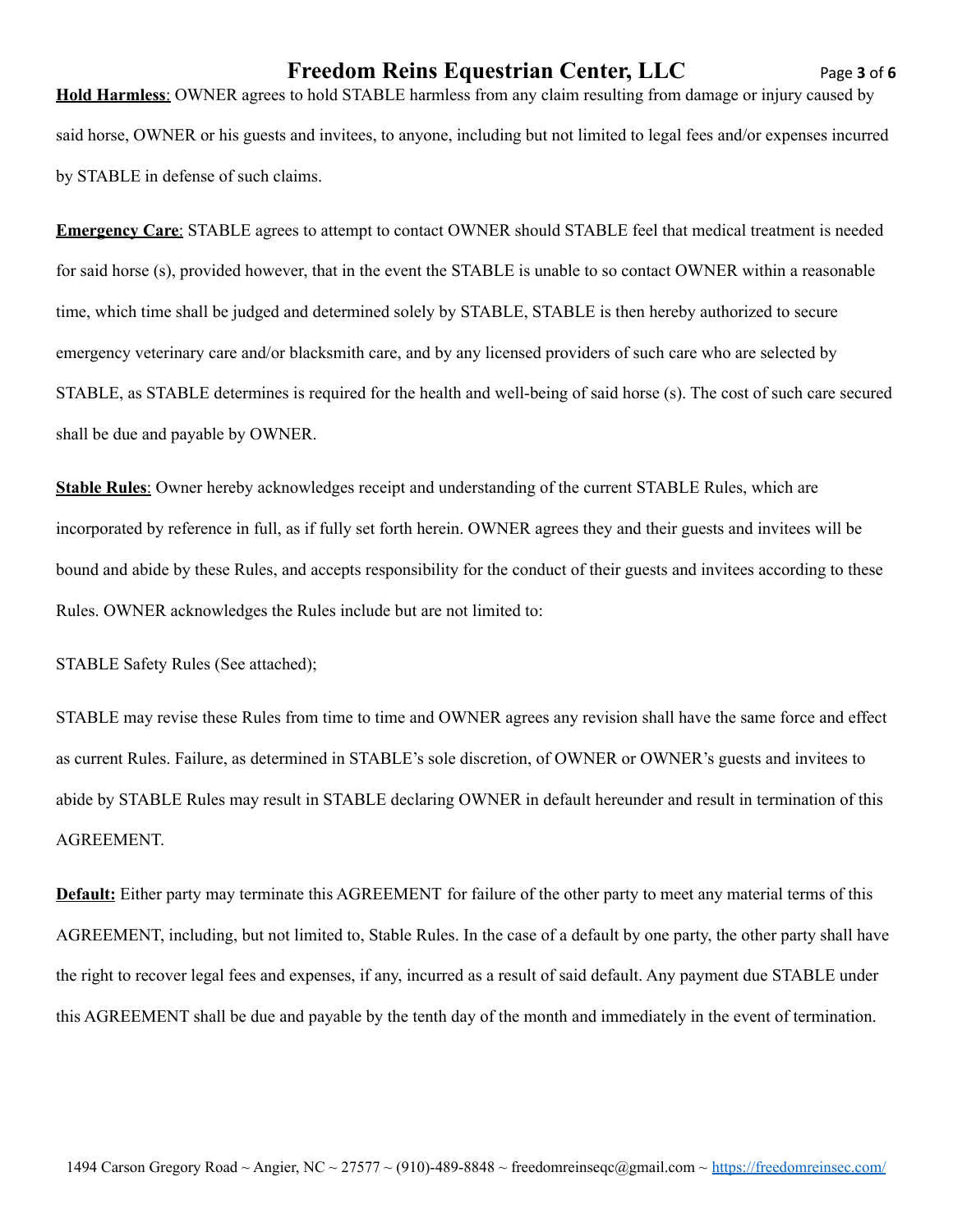**Hold Harmless**: OWNER agrees to hold STABLE harmless from any claim resulting from damage or injury caused by said horse, OWNER or his guests and invitees, to anyone, including but not limited to legal fees and/or expenses incurred by STABLE in defense of such claims.

**Emergency Care**: STABLE agrees to attempt to contact OWNER should STABLE feel that medical treatment is needed for said horse (s), provided however, that in the event the STABLE is unable to so contact OWNER within a reasonable time, which time shall be judged and determined solely by STABLE, STABLE is then hereby authorized to secure emergency veterinary care and/or blacksmith care, and by any licensed providers of such care who are selected by STABLE, as STABLE determines is required for the health and well-being of said horse (s). The cost of such care secured shall be due and payable by OWNER.

**Stable Rules**: Owner hereby acknowledges receipt and understanding of the current STABLE Rules, which are incorporated by reference in full, as if fully set forth herein. OWNER agrees they and their guests and invitees will be bound and abide by these Rules, and accepts responsibility for the conduct of their guests and invitees according to these Rules. OWNER acknowledges the Rules include but are not limited to:

STABLE Safety Rules (See attached);

STABLE may revise these Rules from time to time and OWNER agrees any revision shall have the same force and effect as current Rules. Failure, as determined in STABLE's sole discretion, of OWNER or OWNER's guests and invitees to abide by STABLE Rules may result in STABLE declaring OWNER in default hereunder and result in termination of this AGREEMENT.

**Default:** Either party may terminate this AGREEMENT for failure of the other party to meet any material terms of this AGREEMENT, including, but not limited to, Stable Rules. In the case of a default by one party, the other party shall have the right to recover legal fees and expenses, if any, incurred as a result of said default. Any payment due STABLE under this AGREEMENT shall be due and payable by the tenth day of the month and immediately in the event of termination.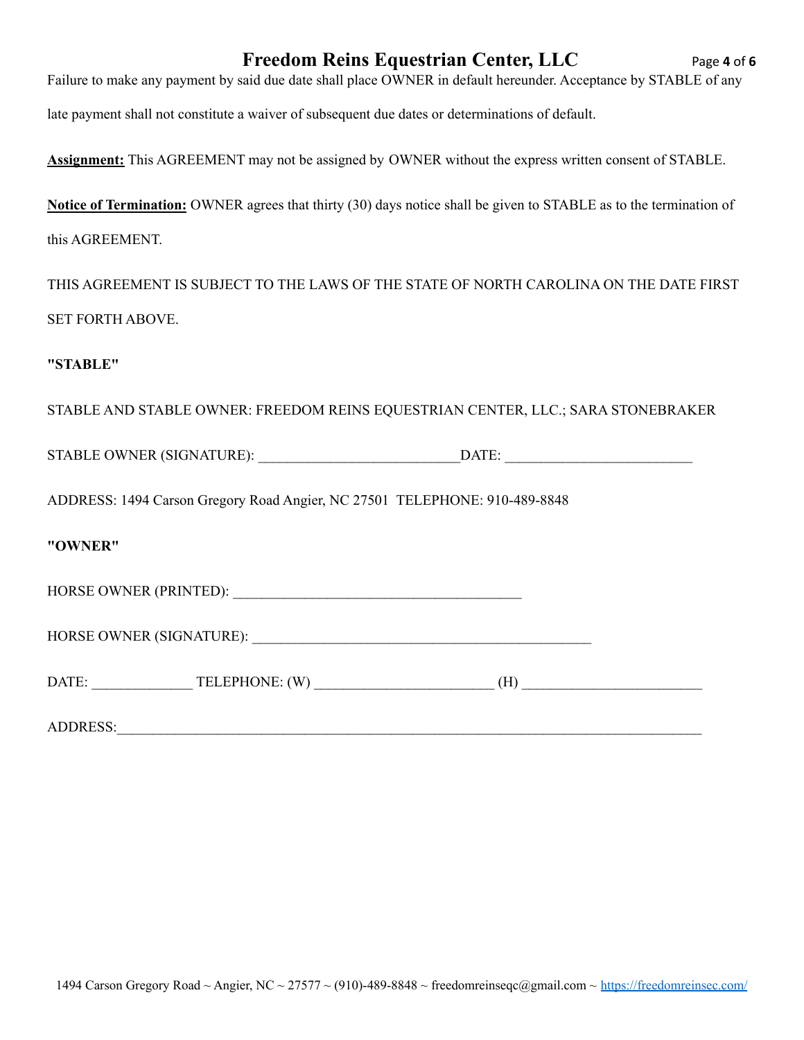Failure to make any payment by said due date shall place OWNER in default hereunder. Acceptance by STABLE of any late payment shall not constitute a waiver of subsequent due dates or determinations of default.

**Assignment:** This AGREEMENT may not be assigned by OWNER without the express written consent of STABLE.

**Notice of Termination:** OWNER agrees that thirty (30) days notice shall be given to STABLE as to the termination of this AGREEMENT.

THIS AGREEMENT IS SUBJECT TO THE LAWS OF THE STATE OF NORTH CAROLINA ON THE DATE FIRST SET FORTH ABOVE.

**"STABLE"**

STABLE AND STABLE OWNER: FREEDOM REINS EQUESTRIAN CENTER, LLC.; SARA STONEBRAKER

STABLE OWNER (SIGNATURE): ____________________________DATE: __________________________

ADDRESS: 1494 Carson Gregory Road Angier, NC 27501 TELEPHONE: 910-489-8848

**"OWNER"**

HORSE OWNER (PRINTED): ________________________________________

HORSE OWNER (SIGNATURE): _______________________________________________

DATE: ______________ TELEPHONE: (W) _________________________ (H) _________________________

ADDRESS:_________________________________________________________________________________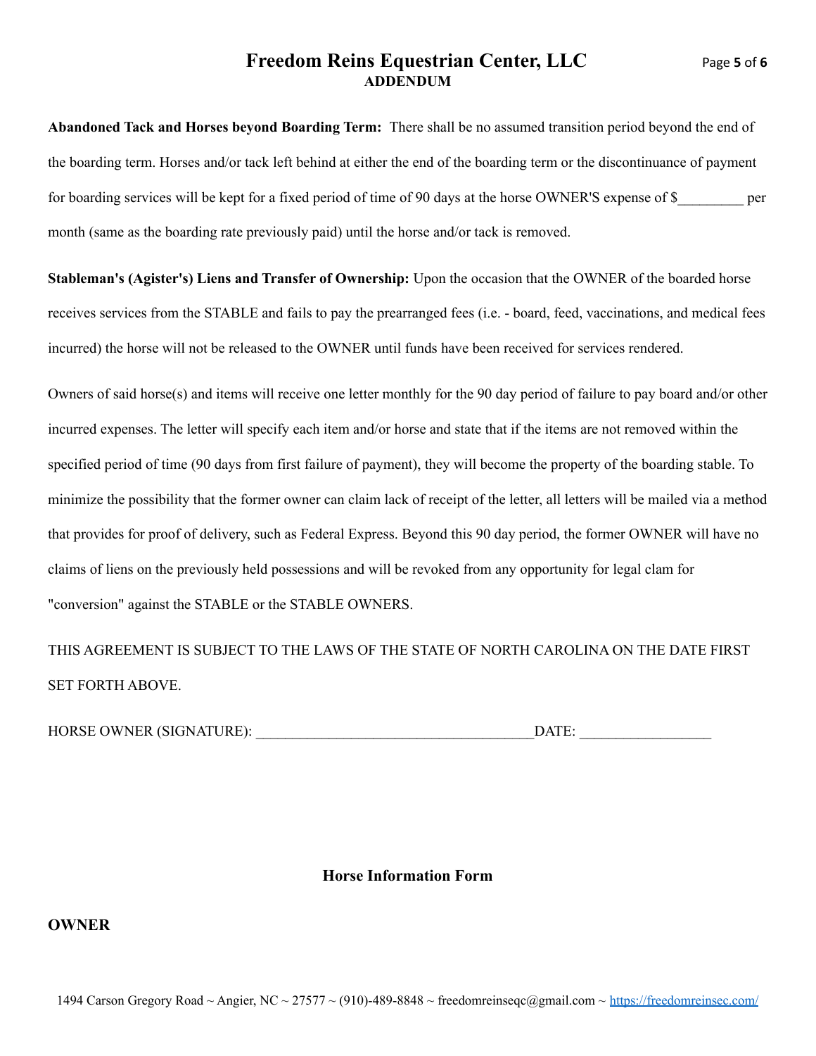**Abandoned Tack and Horses beyond Boarding Term:** There shall be no assumed transition period beyond the end of the boarding term. Horses and/or tack left behind at either the end of the boarding term or the discontinuance of payment for boarding services will be kept for a fixed period of time of 90 days at the horse OWNER'S expense of $_________ per month (same as the boarding rate previously paid) until the horse and/or tack is removed.

**Stableman's (Agister's) Liens and Transfer of Ownership:** Upon the occasion that the OWNER of the boarded horse receives services from the STABLE and fails to pay the prearranged fees (i.e. - board, feed, vaccinations, and medical fees incurred) the horse will not be released to the OWNER until funds have been received for services rendered.

Owners of said horse(s) and items will receive one letter monthly for the 90 day period of failure to pay board and/or other incurred expenses. The letter will specify each item and/or horse and state that if the items are not removed within the specified period of time (90 days from first failure of payment), they will become the property of the boarding stable. To minimize the possibility that the former owner can claim lack of receipt of the letter, all letters will be mailed via a method that provides for proof of delivery, such as Federal Express. Beyond this 90 day period, the former OWNER will have no claims of liens on the previously held possessions and will be revoked from any opportunity for legal clam for "conversion" against the STABLE or the STABLE OWNERS.

THIS AGREEMENT IS SUBJECT TO THE LAWS OF THE STATE OF NORTH CAROLINA ON THE DATE FIRST SET FORTH ABOVE.

HORSE OWNER (SIGNATURE): ______________________________________DATE: __________________

## Horse Information Form

**OWNER**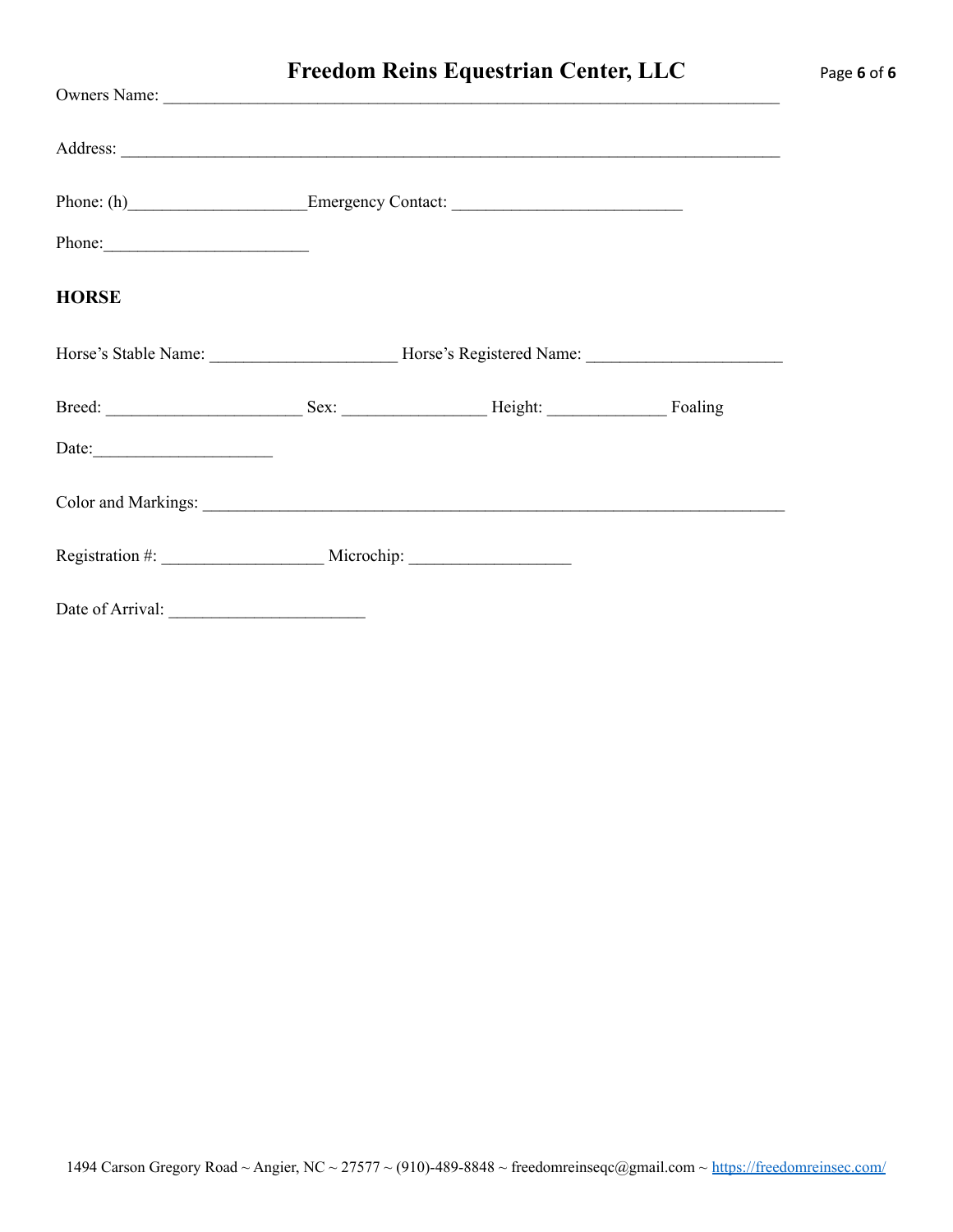# Freedom Reins Equestrian Center, LLC

Owners Name: ___________________________________________________________________________

Address: _______________________________________________________________________________

Phone: (h)_____________________Emergency Contact: ___________________________

Phone:________________________

**HORSE**

Horse's Stable Name: _____________________ Horse's Registered Name: ______________________

Breed: ______________________ Sex: ________________ Height: _____________ Foaling

Date:____________________

Color and Markings: _____________________________________________________________________

Registration #: __________________ Microchip: __________________

Date of Arrival: ______________________

1494 Carson Gregory Road ~ Angier, NC ~ 27577 ~ (910)-489-8848 ~ freedomreinseqc@gmail.com ~ https://freedomreinsec.com/